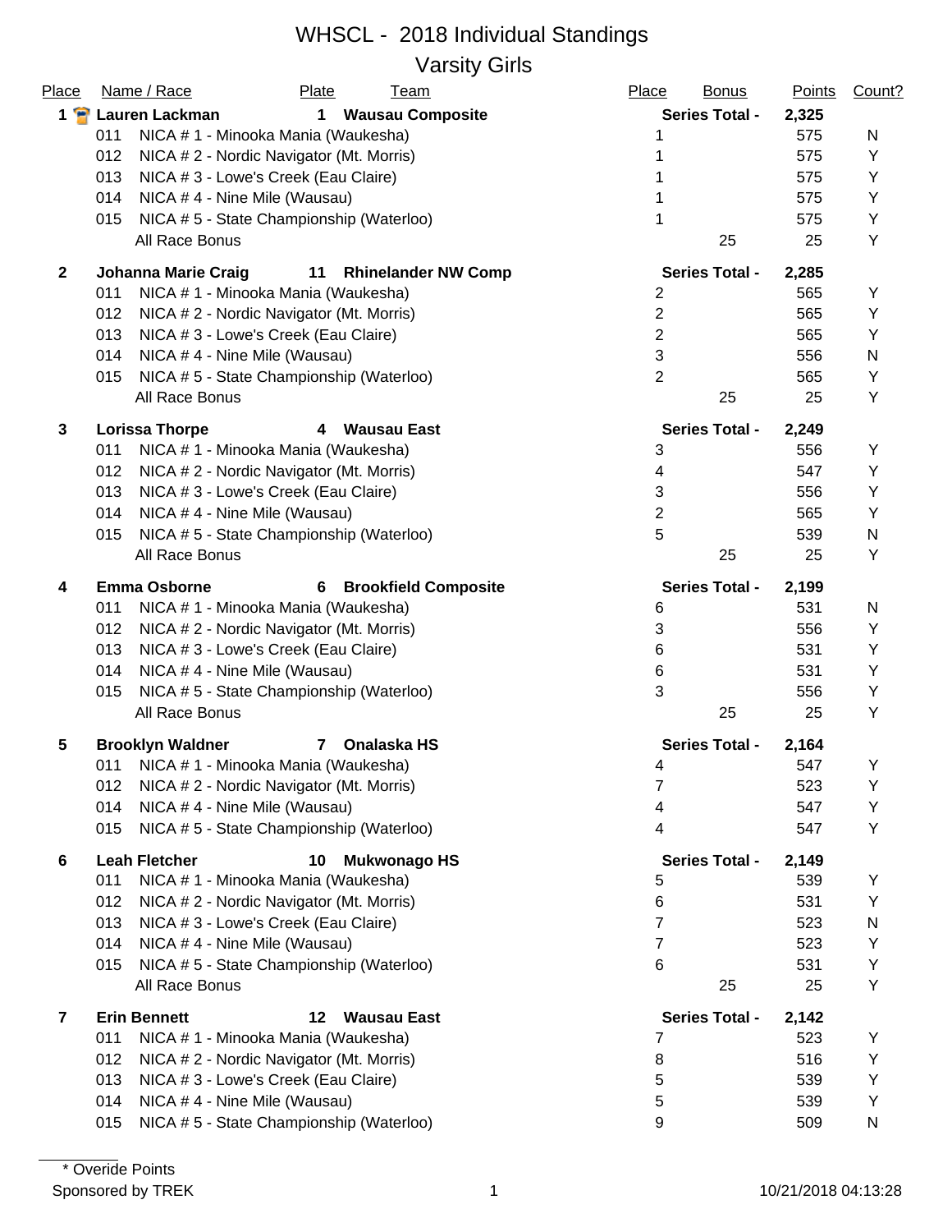# WHSCL - 2018 Individual Standings

## Varsity Girls

| Place | Name / Race | Plate | Team | Place | Bonus | Points | Count? |
|---|---|---|---|---|---|---|---|
| **1** | **Lauren Lackman** | **1** | **Wausau Composite** | **Series Total -** | | **2,325** | |
| | 011 NICA # 1 - Minooka Mania (Waukesha) | | | 1 | | 575 | N |
| | 012 NICA # 2 - Nordic Navigator (Mt. Morris) | | | 1 | | 575 | Y |
| | 013 NICA # 3 - Lowe's Creek (Eau Claire) | | | 1 | | 575 | Y |
| | 014 NICA # 4 - Nine Mile (Wausau) | | | 1 | | 575 | Y |
| | 015 NICA # 5 - State Championship (Waterloo) | | | 1 | | 575 | Y |
| | All Race Bonus | | | | 25 | 25 | Y |
| **2** | **Johanna Marie Craig** | **11** | **Rhinelander NW Comp** | **Series Total -** | | **2,285** | |
| | 011 NICA # 1 - Minooka Mania (Waukesha) | | | 2 | | 565 | Y |
| | 012 NICA # 2 - Nordic Navigator (Mt. Morris) | | | 2 | | 565 | Y |
| | 013 NICA # 3 - Lowe's Creek (Eau Claire) | | | 2 | | 565 | Y |
| | 014 NICA # 4 - Nine Mile (Wausau) | | | 3 | | 556 | N |
| | 015 NICA # 5 - State Championship (Waterloo) | | | 2 | | 565 | Y |
| | All Race Bonus | | | | 25 | 25 | Y |
| **3** | **Lorissa Thorpe** | **4** | **Wausau East** | **Series Total -** | | **2,249** | |
| | 011 NICA # 1 - Minooka Mania (Waukesha) | | | 3 | | 556 | Y |
| | 012 NICA # 2 - Nordic Navigator (Mt. Morris) | | | 4 | | 547 | Y |
| | 013 NICA # 3 - Lowe's Creek (Eau Claire) | | | 3 | | 556 | Y |
| | 014 NICA # 4 - Nine Mile (Wausau) | | | 2 | | 565 | Y |
| | 015 NICA # 5 - State Championship (Waterloo) | | | 5 | | 539 | N |
| | All Race Bonus | | | | 25 | 25 | Y |
| **4** | **Emma Osborne** | **6** | **Brookfield Composite** | **Series Total -** | | **2,199** | |
| | 011 NICA # 1 - Minooka Mania (Waukesha) | | | 6 | | 531 | N |
| | 012 NICA # 2 - Nordic Navigator (Mt. Morris) | | | 3 | | 556 | Y |
| | 013 NICA # 3 - Lowe's Creek (Eau Claire) | | | 6 | | 531 | Y |
| | 014 NICA # 4 - Nine Mile (Wausau) | | | 6 | | 531 | Y |
| | 015 NICA # 5 - State Championship (Waterloo) | | | 3 | | 556 | Y |
| | All Race Bonus | | | | 25 | 25 | Y |
| **5** | **Brooklyn Waldner** | **7** | **Onalaska HS** | **Series Total -** | | **2,164** | |
| | 011 NICA # 1 - Minooka Mania (Waukesha) | | | 4 | | 547 | Y |
| | 012 NICA # 2 - Nordic Navigator (Mt. Morris) | | | 7 | | 523 | Y |
| | 014 NICA # 4 - Nine Mile (Wausau) | | | 4 | | 547 | Y |
| | 015 NICA # 5 - State Championship (Waterloo) | | | 4 | | 547 | Y |
| **6** | **Leah Fletcher** | **10** | **Mukwonago HS** | **Series Total -** | | **2,149** | |
| | 011 NICA # 1 - Minooka Mania (Waukesha) | | | 5 | | 539 | Y |
| | 012 NICA # 2 - Nordic Navigator (Mt. Morris) | | | 6 | | 531 | Y |
| | 013 NICA # 3 - Lowe's Creek (Eau Claire) | | | 7 | | 523 | N |
| | 014 NICA # 4 - Nine Mile (Wausau) | | | 7 | | 523 | Y |
| | 015 NICA # 5 - State Championship (Waterloo) | | | 6 | | 531 | Y |
| | All Race Bonus | | | | 25 | 25 | Y |
| **7** | **Erin Bennett** | **12** | **Wausau East** | **Series Total -** | | **2,142** | |
| | 011 NICA # 1 - Minooka Mania (Waukesha) | | | 7 | | 523 | Y |
| | 012 NICA # 2 - Nordic Navigator (Mt. Morris) | | | 8 | | 516 | Y |
| | 013 NICA # 3 - Lowe's Creek (Eau Claire) | | | 5 | | 539 | Y |
| | 014 NICA # 4 - Nine Mile (Wausau) | | | 5 | | 539 | Y |
| | 015 NICA # 5 - State Championship (Waterloo) | | | 9 | | 509 | N |

* Overide Points

Sponsored by TREK

10/21/2018 04:13:28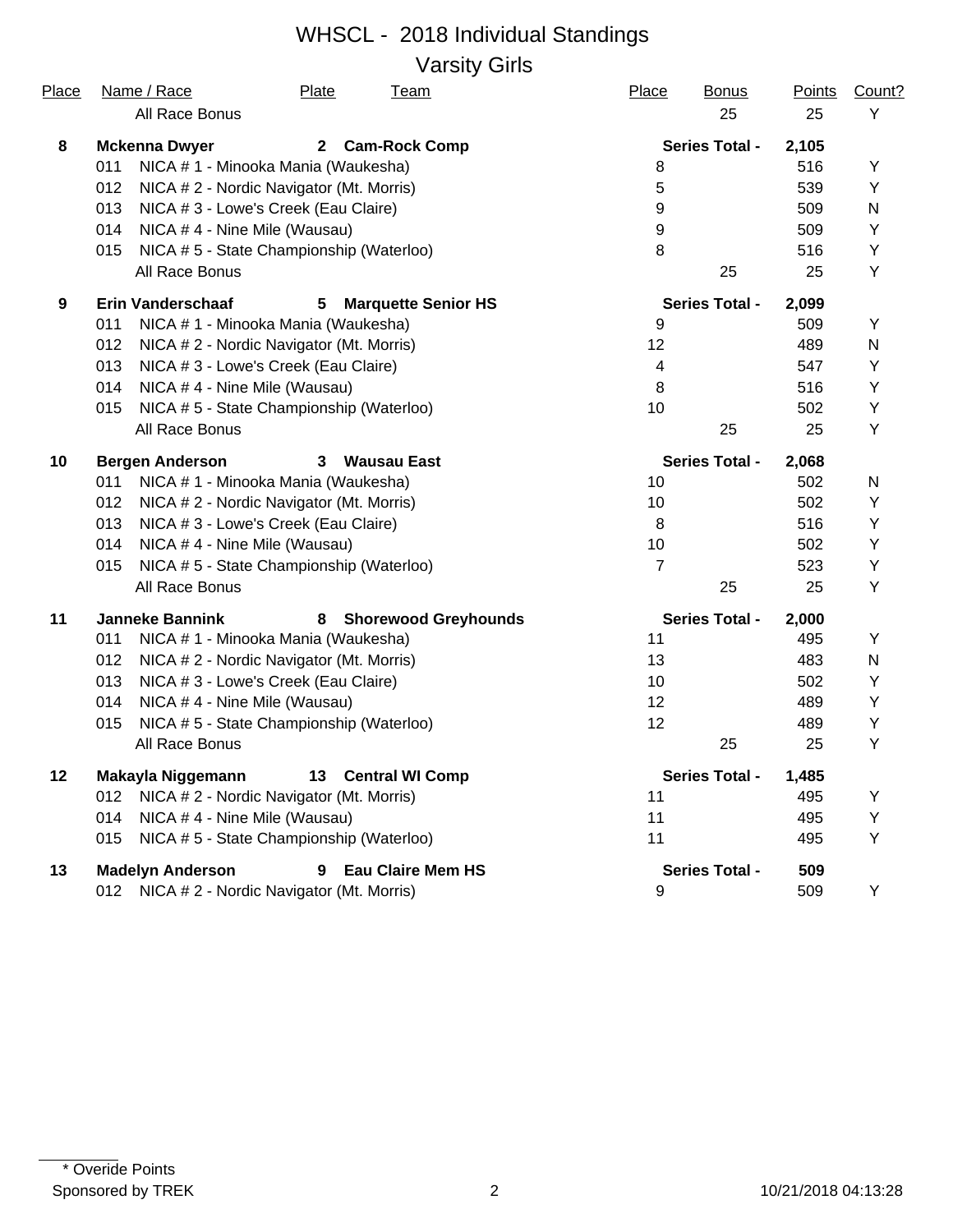# WHSCL - 2018 Individual Standings

## Varsity Girls

| Place | Name / Race | Plate | Team | Place | Bonus | Points | Count? |
|---|---|---|---|---|---|---|---|
| | All Race Bonus | | | | 25 | 25 | Y |
| **8** | **Mckenna Dwyer** | **2** | **Cam-Rock Comp** | **Series Total -** | | **2,105** | |
| | 011 NICA # 1 - Minooka Mania (Waukesha) | | | 8 | | 516 | Y |
| | 012 NICA # 2 - Nordic Navigator (Mt. Morris) | | | 5 | | 539 | Y |
| | 013 NICA # 3 - Lowe's Creek (Eau Claire) | | | 9 | | 509 | N |
| | 014 NICA # 4 - Nine Mile (Wausau) | | | 9 | | 509 | Y |
| | 015 NICA # 5 - State Championship (Waterloo) | | | 8 | | 516 | Y |
| | All Race Bonus | | | | 25 | 25 | Y |
| **9** | **Erin Vanderschaaf** | **5** | **Marquette Senior HS** | **Series Total -** | | **2,099** | |
| | 011 NICA # 1 - Minooka Mania (Waukesha) | | | 9 | | 509 | Y |
| | 012 NICA # 2 - Nordic Navigator (Mt. Morris) | | | 12 | | 489 | N |
| | 013 NICA # 3 - Lowe's Creek (Eau Claire) | | | 4 | | 547 | Y |
| | 014 NICA # 4 - Nine Mile (Wausau) | | | 8 | | 516 | Y |
| | 015 NICA # 5 - State Championship (Waterloo) | | | 10 | | 502 | Y |
| | All Race Bonus | | | | 25 | 25 | Y |
| **10** | **Bergen Anderson** | **3** | **Wausau East** | **Series Total -** | | **2,068** | |
| | 011 NICA # 1 - Minooka Mania (Waukesha) | | | 10 | | 502 | N |
| | 012 NICA # 2 - Nordic Navigator (Mt. Morris) | | | 10 | | 502 | Y |
| | 013 NICA # 3 - Lowe's Creek (Eau Claire) | | | 8 | | 516 | Y |
| | 014 NICA # 4 - Nine Mile (Wausau) | | | 10 | | 502 | Y |
| | 015 NICA # 5 - State Championship (Waterloo) | | | 7 | | 523 | Y |
| | All Race Bonus | | | | 25 | 25 | Y |
| **11** | **Janneke Bannink** | **8** | **Shorewood Greyhounds** | **Series Total -** | | **2,000** | |
| | 011 NICA # 1 - Minooka Mania (Waukesha) | | | 11 | | 495 | Y |
| | 012 NICA # 2 - Nordic Navigator (Mt. Morris) | | | 13 | | 483 | N |
| | 013 NICA # 3 - Lowe's Creek (Eau Claire) | | | 10 | | 502 | Y |
| | 014 NICA # 4 - Nine Mile (Wausau) | | | 12 | | 489 | Y |
| | 015 NICA # 5 - State Championship (Waterloo) | | | 12 | | 489 | Y |
| | All Race Bonus | | | | 25 | 25 | Y |
| **12** | **Makayla Niggemann** | **13** | **Central WI Comp** | **Series Total -** | | **1,485** | |
| | 012 NICA # 2 - Nordic Navigator (Mt. Morris) | | | 11 | | 495 | Y |
| | 014 NICA # 4 - Nine Mile (Wausau) | | | 11 | | 495 | Y |
| | 015 NICA # 5 - State Championship (Waterloo) | | | 11 | | 495 | Y |
| **13** | **Madelyn Anderson** | **9** | **Eau Claire Mem HS** | **Series Total -** | | **509** | |
| | 012 NICA # 2 - Nordic Navigator (Mt. Morris) | | | 9 | | 509 | Y |

\* Overide Points

Sponsored by TREK

10/21/2018 04:13:28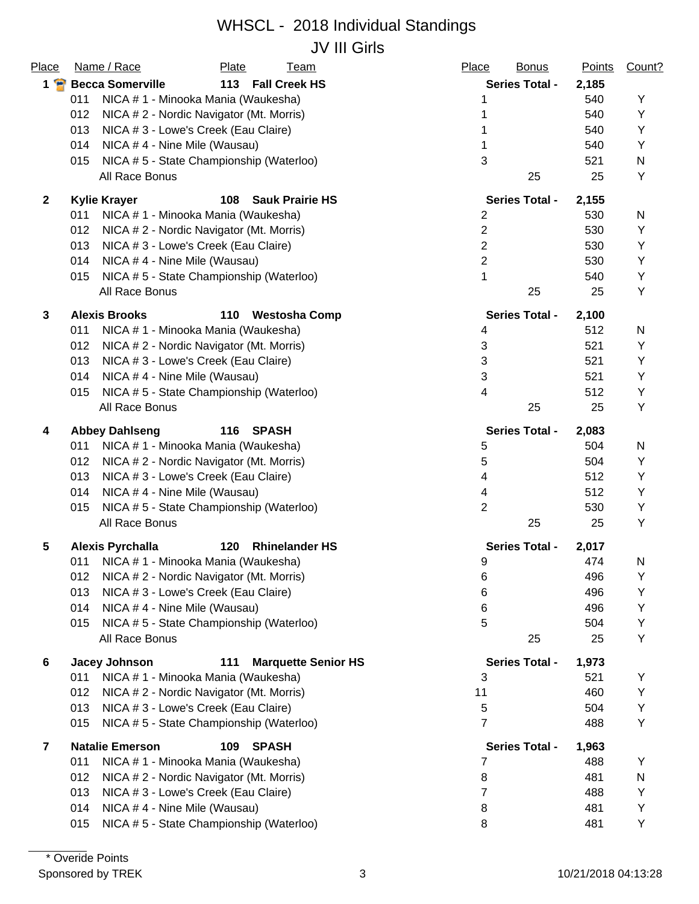# WHSCL - 2018 Individual Standings

## JV III Girls

| Place | Name / Race | Plate | Team | Place | Bonus | Points | Count? |
|---|---|---|---|---|---|---|---|
| **1** | **Becca Somerville** | **113** | **Fall Creek HS** | | **Series Total -** | **2,185** | |
| | 011 NICA # 1 - Minooka Mania (Waukesha) | | | 1 | | 540 | Y |
| | 012 NICA # 2 - Nordic Navigator (Mt. Morris) | | | 1 | | 540 | Y |
| | 013 NICA # 3 - Lowe's Creek (Eau Claire) | | | 1 | | 540 | Y |
| | 014 NICA # 4 - Nine Mile (Wausau) | | | 1 | | 540 | Y |
| | 015 NICA # 5 - State Championship (Waterloo) | | | 3 | | 521 | N |
| | All Race Bonus | | | | 25 | 25 | Y |
| **2** | **Kylie Krayer** | **108** | **Sauk Prairie HS** | | **Series Total -** | **2,155** | |
| | 011 NICA # 1 - Minooka Mania (Waukesha) | | | 2 | | 530 | N |
| | 012 NICA # 2 - Nordic Navigator (Mt. Morris) | | | 2 | | 530 | Y |
| | 013 NICA # 3 - Lowe's Creek (Eau Claire) | | | 2 | | 530 | Y |
| | 014 NICA # 4 - Nine Mile (Wausau) | | | 2 | | 530 | Y |
| | 015 NICA # 5 - State Championship (Waterloo) | | | 1 | | 540 | Y |
| | All Race Bonus | | | | 25 | 25 | Y |
| **3** | **Alexis Brooks** | **110** | **Westosha Comp** | | **Series Total -** | **2,100** | |
| | 011 NICA # 1 - Minooka Mania (Waukesha) | | | 4 | | 512 | N |
| | 012 NICA # 2 - Nordic Navigator (Mt. Morris) | | | 3 | | 521 | Y |
| | 013 NICA # 3 - Lowe's Creek (Eau Claire) | | | 3 | | 521 | Y |
| | 014 NICA # 4 - Nine Mile (Wausau) | | | 3 | | 521 | Y |
| | 015 NICA # 5 - State Championship (Waterloo) | | | 4 | | 512 | Y |
| | All Race Bonus | | | | 25 | 25 | Y |
| **4** | **Abbey Dahlseng** | **116** | **SPASH** | | **Series Total -** | **2,083** | |
| | 011 NICA # 1 - Minooka Mania (Waukesha) | | | 5 | | 504 | N |
| | 012 NICA # 2 - Nordic Navigator (Mt. Morris) | | | 5 | | 504 | Y |
| | 013 NICA # 3 - Lowe's Creek (Eau Claire) | | | 4 | | 512 | Y |
| | 014 NICA # 4 - Nine Mile (Wausau) | | | 4 | | 512 | Y |
| | 015 NICA # 5 - State Championship (Waterloo) | | | 2 | | 530 | Y |
| | All Race Bonus | | | | 25 | 25 | Y |
| **5** | **Alexis Pyrchalla** | **120** | **Rhinelander HS** | | **Series Total -** | **2,017** | |
| | 011 NICA # 1 - Minooka Mania (Waukesha) | | | 9 | | 474 | N |
| | 012 NICA # 2 - Nordic Navigator (Mt. Morris) | | | 6 | | 496 | Y |
| | 013 NICA # 3 - Lowe's Creek (Eau Claire) | | | 6 | | 496 | Y |
| | 014 NICA # 4 - Nine Mile (Wausau) | | | 6 | | 496 | Y |
| | 015 NICA # 5 - State Championship (Waterloo) | | | 5 | | 504 | Y |
| | All Race Bonus | | | | 25 | 25 | Y |
| **6** | **Jacey Johnson** | **111** | **Marquette Senior HS** | | **Series Total -** | **1,973** | |
| | 011 NICA # 1 - Minooka Mania (Waukesha) | | | 3 | | 521 | Y |
| | 012 NICA # 2 - Nordic Navigator (Mt. Morris) | | | 11 | | 460 | Y |
| | 013 NICA # 3 - Lowe's Creek (Eau Claire) | | | 5 | | 504 | Y |
| | 015 NICA # 5 - State Championship (Waterloo) | | | 7 | | 488 | Y |
| **7** | **Natalie Emerson** | **109** | **SPASH** | | **Series Total -** | **1,963** | |
| | 011 NICA # 1 - Minooka Mania (Waukesha) | | | 7 | | 488 | Y |
| | 012 NICA # 2 - Nordic Navigator (Mt. Morris) | | | 8 | | 481 | N |
| | 013 NICA # 3 - Lowe's Creek (Eau Claire) | | | 7 | | 488 | Y |
| | 014 NICA # 4 - Nine Mile (Wausau) | | | 8 | | 481 | Y |
| | 015 NICA # 5 - State Championship (Waterloo) | | | 8 | | 481 | Y |

\* Overide Points

Sponsored by TREK

10/21/2018 04:13:28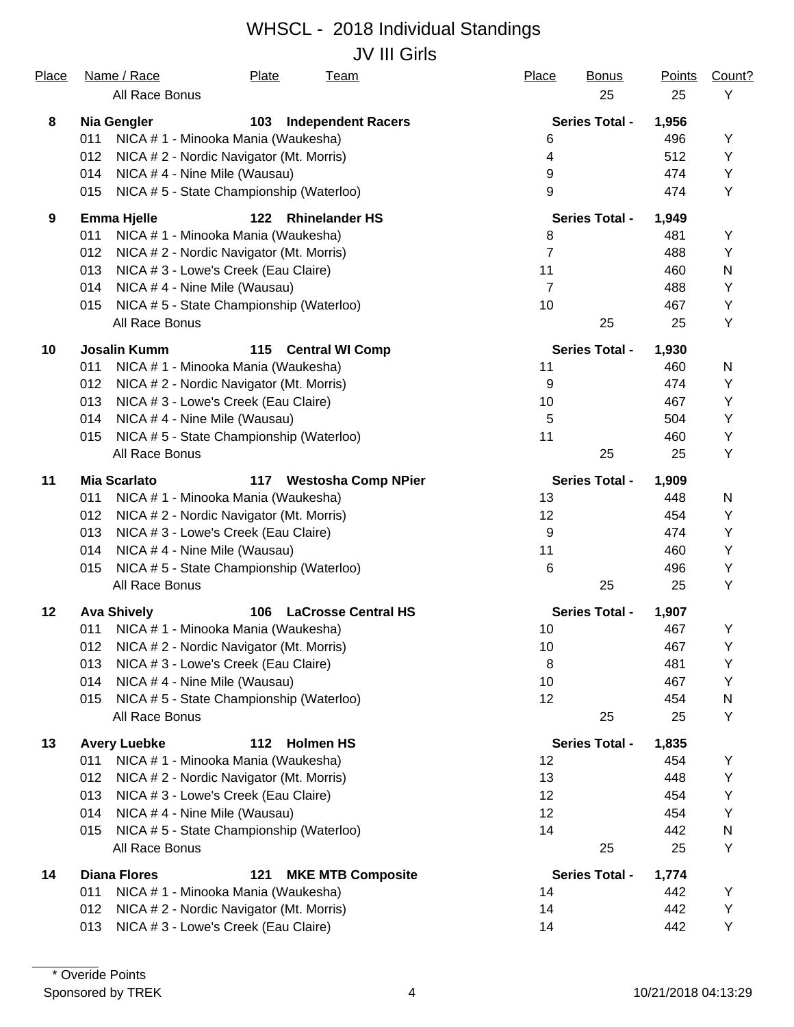# WHSCL - 2018 Individual Standings

## JV III Girls

| Place | Name / Race | Plate | Team | Place | Bonus | Points | Count? |
|---|---|---|---|---|---|---|---|
| | All Race Bonus | | | | 25 | 25 | Y |
| **8** | **Nia Gengler** | **103** | **Independent Racers** | | **Series Total -** | **1,956** | |
| | 011 NICA # 1 - Minooka Mania (Waukesha) | | | 6 | | 496 | Y |
| | 012 NICA # 2 - Nordic Navigator (Mt. Morris) | | | 4 | | 512 | Y |
| | 014 NICA # 4 - Nine Mile (Wausau) | | | 9 | | 474 | Y |
| | 015 NICA # 5 - State Championship (Waterloo) | | | 9 | | 474 | Y |
| **9** | **Emma Hjelle** | **122** | **Rhinelander HS** | | **Series Total -** | **1,949** | |
| | 011 NICA # 1 - Minooka Mania (Waukesha) | | | 8 | | 481 | Y |
| | 012 NICA # 2 - Nordic Navigator (Mt. Morris) | | | 7 | | 488 | Y |
| | 013 NICA # 3 - Lowe's Creek (Eau Claire) | | | 11 | | 460 | N |
| | 014 NICA # 4 - Nine Mile (Wausau) | | | 7 | | 488 | Y |
| | 015 NICA # 5 - State Championship (Waterloo) | | | 10 | | 467 | Y |
| | All Race Bonus | | | | 25 | 25 | Y |
| **10** | **Josalin Kumm** | **115** | **Central WI Comp** | | **Series Total -** | **1,930** | |
| | 011 NICA # 1 - Minooka Mania (Waukesha) | | | 11 | | 460 | N |
| | 012 NICA # 2 - Nordic Navigator (Mt. Morris) | | | 9 | | 474 | Y |
| | 013 NICA # 3 - Lowe's Creek (Eau Claire) | | | 10 | | 467 | Y |
| | 014 NICA # 4 - Nine Mile (Wausau) | | | 5 | | 504 | Y |
| | 015 NICA # 5 - State Championship (Waterloo) | | | 11 | | 460 | Y |
| | All Race Bonus | | | | 25 | 25 | Y |
| **11** | **Mia Scarlato** | **117** | **Westosha Comp NPier** | | **Series Total -** | **1,909** | |
| | 011 NICA # 1 - Minooka Mania (Waukesha) | | | 13 | | 448 | N |
| | 012 NICA # 2 - Nordic Navigator (Mt. Morris) | | | 12 | | 454 | Y |
| | 013 NICA # 3 - Lowe's Creek (Eau Claire) | | | 9 | | 474 | Y |
| | 014 NICA # 4 - Nine Mile (Wausau) | | | 11 | | 460 | Y |
| | 015 NICA # 5 - State Championship (Waterloo) | | | 6 | | 496 | Y |
| | All Race Bonus | | | | 25 | 25 | Y |
| **12** | **Ava Shively** | **106** | **LaCrosse Central HS** | | **Series Total -** | **1,907** | |
| | 011 NICA # 1 - Minooka Mania (Waukesha) | | | 10 | | 467 | Y |
| | 012 NICA # 2 - Nordic Navigator (Mt. Morris) | | | 10 | | 467 | Y |
| | 013 NICA # 3 - Lowe's Creek (Eau Claire) | | | 8 | | 481 | Y |
| | 014 NICA # 4 - Nine Mile (Wausau) | | | 10 | | 467 | Y |
| | 015 NICA # 5 - State Championship (Waterloo) | | | 12 | | 454 | N |
| | All Race Bonus | | | | 25 | 25 | Y |
| **13** | **Avery Luebke** | **112** | **Holmen HS** | | **Series Total -** | **1,835** | |
| | 011 NICA # 1 - Minooka Mania (Waukesha) | | | 12 | | 454 | Y |
| | 012 NICA # 2 - Nordic Navigator (Mt. Morris) | | | 13 | | 448 | Y |
| | 013 NICA # 3 - Lowe's Creek (Eau Claire) | | | 12 | | 454 | Y |
| | 014 NICA # 4 - Nine Mile (Wausau) | | | 12 | | 454 | Y |
| | 015 NICA # 5 - State Championship (Waterloo) | | | 14 | | 442 | N |
| | All Race Bonus | | | | 25 | 25 | Y |
| **14** | **Diana Flores** | **121** | **MKE MTB Composite** | | **Series Total -** | **1,774** | |
| | 011 NICA # 1 - Minooka Mania (Waukesha) | | | 14 | | 442 | Y |
| | 012 NICA # 2 - Nordic Navigator (Mt. Morris) | | | 14 | | 442 | Y |
| | 013 NICA # 3 - Lowe's Creek (Eau Claire) | | | 14 | | 442 | Y |

\* Overide Points

Sponsored by TREK

10/21/2018 04:13:29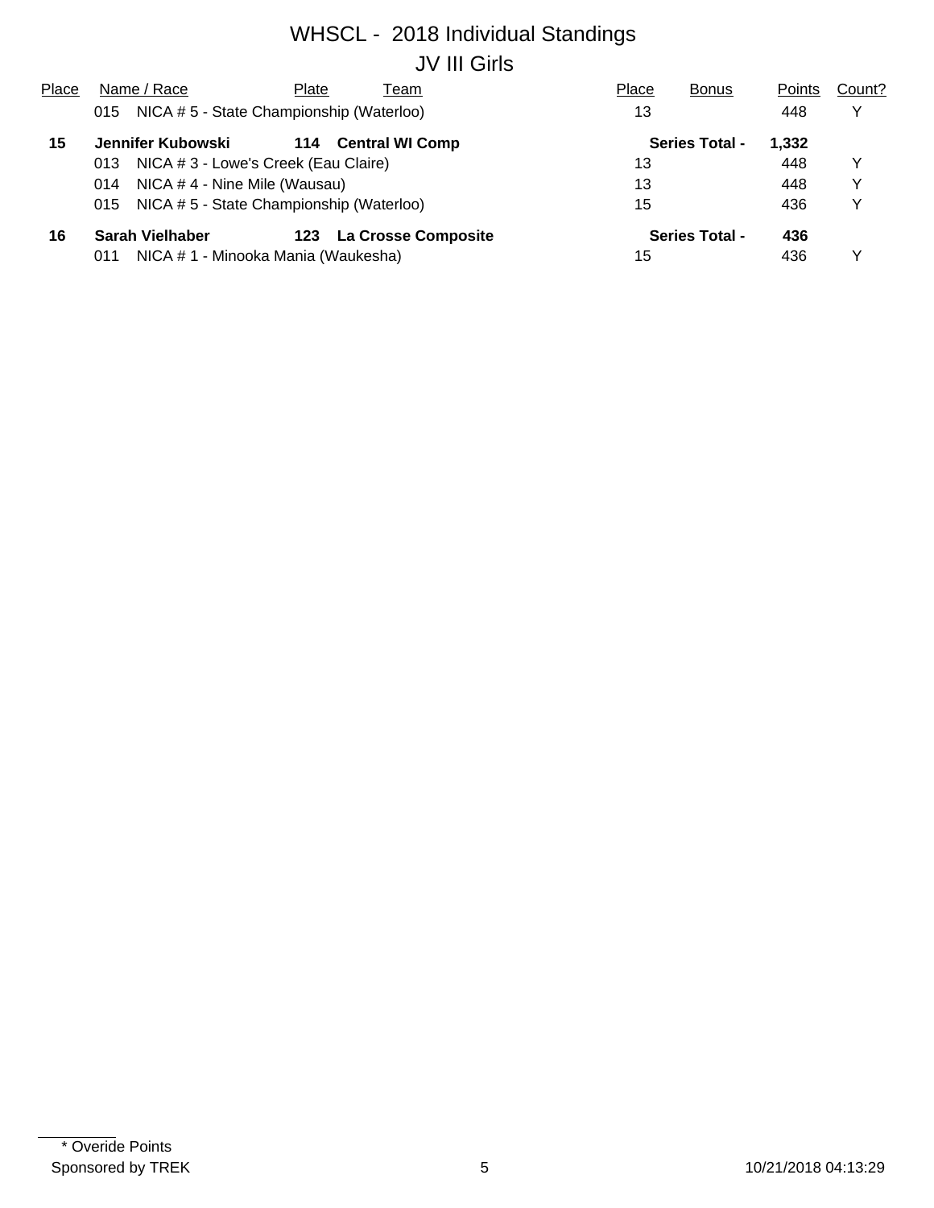# WHSCL - 2018 Individual Standings

## JV III Girls

| Place | Name / Race | Plate | Team | Place | Bonus | Points | Count? |
|---|---|---|---|---|---|---|---|
| | 015 NICA # 5 - State Championship (Waterloo) | | | 13 | | 448 | Y |
| **15** | **Jennifer Kubowski** | **114** | **Central WI Comp** | | **Series Total -** | **1,332** | |
| | 013 NICA # 3 - Lowe's Creek (Eau Claire) | | | 13 | | 448 | Y |
| | 014 NICA # 4 - Nine Mile (Wausau) | | | 13 | | 448 | Y |
| | 015 NICA # 5 - State Championship (Waterloo) | | | 15 | | 436 | Y |
| **16** | **Sarah Vielhaber** | **123** | **La Crosse Composite** | | **Series Total -** | **436** | |
| | 011 NICA # 1 - Minooka Mania (Waukesha) | | | 15 | | 436 | Y |

\* Overide Points

Sponsored by TREK

10/21/2018 04:13:29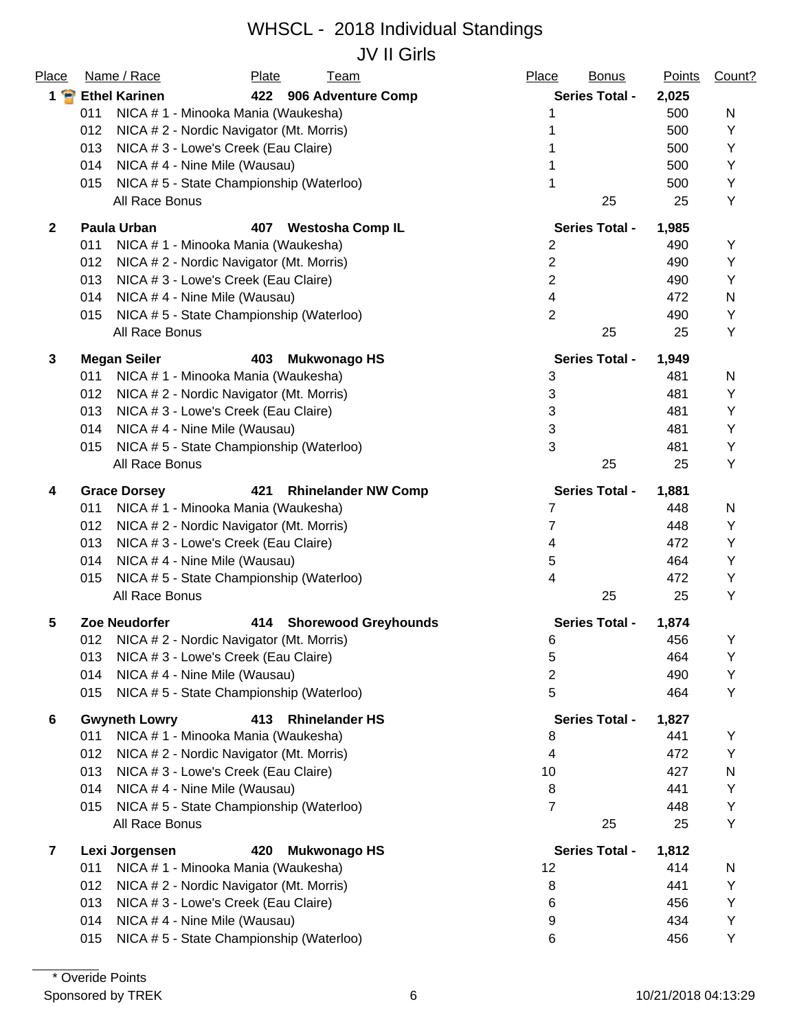# WHSCL - 2018 Individual Standings

## JV II Girls

| Place | Name / Race | Plate | Team | Place | Bonus | Points | Count? |
|---|---|---|---|---|---|---|---|
| **1** | **Ethel Karinen** | **422** | **906 Adventure Comp** | | **Series Total -** | **2,025** | |
| | 011 NICA # 1 - Minooka Mania (Waukesha) | | | 1 | | 500 | N |
| | 012 NICA # 2 - Nordic Navigator (Mt. Morris) | | | 1 | | 500 | Y |
| | 013 NICA # 3 - Lowe's Creek (Eau Claire) | | | 1 | | 500 | Y |
| | 014 NICA # 4 - Nine Mile (Wausau) | | | 1 | | 500 | Y |
| | 015 NICA # 5 - State Championship (Waterloo) | | | 1 | | 500 | Y |
| | All Race Bonus | | | | 25 | 25 | Y |
| **2** | **Paula Urban** | **407** | **Westosha Comp IL** | | **Series Total -** | **1,985** | |
| | 011 NICA # 1 - Minooka Mania (Waukesha) | | | 2 | | 490 | Y |
| | 012 NICA # 2 - Nordic Navigator (Mt. Morris) | | | 2 | | 490 | Y |
| | 013 NICA # 3 - Lowe's Creek (Eau Claire) | | | 2 | | 490 | Y |
| | 014 NICA # 4 - Nine Mile (Wausau) | | | 4 | | 472 | N |
| | 015 NICA # 5 - State Championship (Waterloo) | | | 2 | | 490 | Y |
| | All Race Bonus | | | | 25 | 25 | Y |
| **3** | **Megan Seiler** | **403** | **Mukwonago HS** | | **Series Total -** | **1,949** | |
| | 011 NICA # 1 - Minooka Mania (Waukesha) | | | 3 | | 481 | N |
| | 012 NICA # 2 - Nordic Navigator (Mt. Morris) | | | 3 | | 481 | Y |
| | 013 NICA # 3 - Lowe's Creek (Eau Claire) | | | 3 | | 481 | Y |
| | 014 NICA # 4 - Nine Mile (Wausau) | | | 3 | | 481 | Y |
| | 015 NICA # 5 - State Championship (Waterloo) | | | 3 | | 481 | Y |
| | All Race Bonus | | | | 25 | 25 | Y |
| **4** | **Grace Dorsey** | **421** | **Rhinelander NW Comp** | | **Series Total -** | **1,881** | |
| | 011 NICA # 1 - Minooka Mania (Waukesha) | | | 7 | | 448 | N |
| | 012 NICA # 2 - Nordic Navigator (Mt. Morris) | | | 7 | | 448 | Y |
| | 013 NICA # 3 - Lowe's Creek (Eau Claire) | | | 4 | | 472 | Y |
| | 014 NICA # 4 - Nine Mile (Wausau) | | | 5 | | 464 | Y |
| | 015 NICA # 5 - State Championship (Waterloo) | | | 4 | | 472 | Y |
| | All Race Bonus | | | | 25 | 25 | Y |
| **5** | **Zoe Neudorfer** | **414** | **Shorewood Greyhounds** | | **Series Total -** | **1,874** | |
| | 012 NICA # 2 - Nordic Navigator (Mt. Morris) | | | 6 | | 456 | Y |
| | 013 NICA # 3 - Lowe's Creek (Eau Claire) | | | 5 | | 464 | Y |
| | 014 NICA # 4 - Nine Mile (Wausau) | | | 2 | | 490 | Y |
| | 015 NICA # 5 - State Championship (Waterloo) | | | 5 | | 464 | Y |
| **6** | **Gwyneth Lowry** | **413** | **Rhinelander HS** | | **Series Total -** | **1,827** | |
| | 011 NICA # 1 - Minooka Mania (Waukesha) | | | 8 | | 441 | Y |
| | 012 NICA # 2 - Nordic Navigator (Mt. Morris) | | | 4 | | 472 | Y |
| | 013 NICA # 3 - Lowe's Creek (Eau Claire) | | | 10 | | 427 | N |
| | 014 NICA # 4 - Nine Mile (Wausau) | | | 8 | | 441 | Y |
| | 015 NICA # 5 - State Championship (Waterloo) | | | 7 | | 448 | Y |
| | All Race Bonus | | | | 25 | 25 | Y |
| **7** | **Lexi Jorgensen** | **420** | **Mukwonago HS** | | **Series Total -** | **1,812** | |
| | 011 NICA # 1 - Minooka Mania (Waukesha) | | | 12 | | 414 | N |
| | 012 NICA # 2 - Nordic Navigator (Mt. Morris) | | | 8 | | 441 | Y |
| | 013 NICA # 3 - Lowe's Creek (Eau Claire) | | | 6 | | 456 | Y |
| | 014 NICA # 4 - Nine Mile (Wausau) | | | 9 | | 434 | Y |
| | 015 NICA # 5 - State Championship (Waterloo) | | | 6 | | 456 | Y |

\* Overide Points

Sponsored by TREK

10/21/2018 04:13:29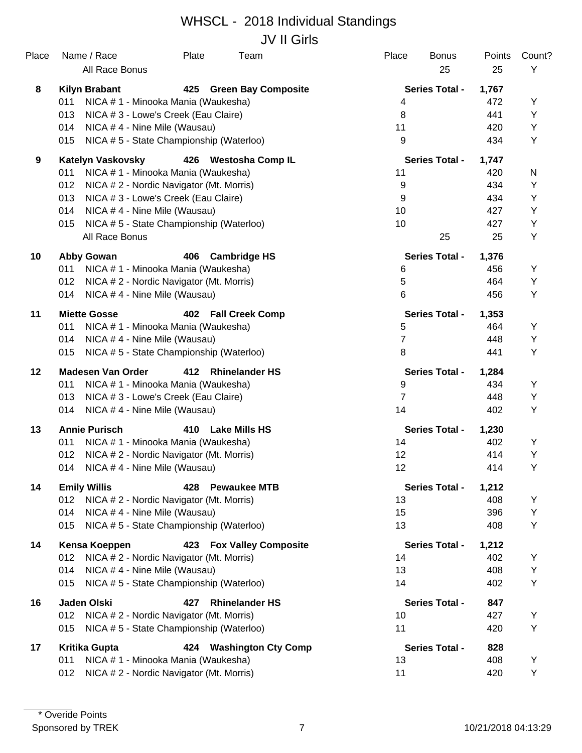# WHSCL - 2018 Individual Standings

## JV II Girls

| Place | Name / Race | Plate | Team | Place | Bonus | Points | Count? |
|---|---|---|---|---|---|---|---|
| | All Race Bonus | | | | 25 | 25 | Y |
| **8** | **Kilyn Brabant** | **425** | **Green Bay Composite** | | **Series Total -** | **1,767** | |
| | 011 NICA # 1 - Minooka Mania (Waukesha) | | | 4 | | 472 | Y |
| | 013 NICA # 3 - Lowe's Creek (Eau Claire) | | | 8 | | 441 | Y |
| | 014 NICA # 4 - Nine Mile (Wausau) | | | 11 | | 420 | Y |
| | 015 NICA # 5 - State Championship (Waterloo) | | | 9 | | 434 | Y |
| **9** | **Katelyn Vaskovsky** | **426** | **Westosha Comp IL** | | **Series Total -** | **1,747** | |
| | 011 NICA # 1 - Minooka Mania (Waukesha) | | | 11 | | 420 | N |
| | 012 NICA # 2 - Nordic Navigator (Mt. Morris) | | | 9 | | 434 | Y |
| | 013 NICA # 3 - Lowe's Creek (Eau Claire) | | | 9 | | 434 | Y |
| | 014 NICA # 4 - Nine Mile (Wausau) | | | 10 | | 427 | Y |
| | 015 NICA # 5 - State Championship (Waterloo) | | | 10 | | 427 | Y |
| | All Race Bonus | | | | 25 | 25 | Y |
| **10** | **Abby Gowan** | **406** | **Cambridge HS** | | **Series Total -** | **1,376** | |
| | 011 NICA # 1 - Minooka Mania (Waukesha) | | | 6 | | 456 | Y |
| | 012 NICA # 2 - Nordic Navigator (Mt. Morris) | | | 5 | | 464 | Y |
| | 014 NICA # 4 - Nine Mile (Wausau) | | | 6 | | 456 | Y |
| **11** | **Miette Gosse** | **402** | **Fall Creek Comp** | | **Series Total -** | **1,353** | |
| | 011 NICA # 1 - Minooka Mania (Waukesha) | | | 5 | | 464 | Y |
| | 014 NICA # 4 - Nine Mile (Wausau) | | | 7 | | 448 | Y |
| | 015 NICA # 5 - State Championship (Waterloo) | | | 8 | | 441 | Y |
| **12** | **Madesen Van Order** | **412** | **Rhinelander HS** | | **Series Total -** | **1,284** | |
| | 011 NICA # 1 - Minooka Mania (Waukesha) | | | 9 | | 434 | Y |
| | 013 NICA # 3 - Lowe's Creek (Eau Claire) | | | 7 | | 448 | Y |
| | 014 NICA # 4 - Nine Mile (Wausau) | | | 14 | | 402 | Y |
| **13** | **Annie Purisch** | **410** | **Lake Mills HS** | | **Series Total -** | **1,230** | |
| | 011 NICA # 1 - Minooka Mania (Waukesha) | | | 14 | | 402 | Y |
| | 012 NICA # 2 - Nordic Navigator (Mt. Morris) | | | 12 | | 414 | Y |
| | 014 NICA # 4 - Nine Mile (Wausau) | | | 12 | | 414 | Y |
| **14** | **Emily Willis** | **428** | **Pewaukee MTB** | | **Series Total -** | **1,212** | |
| | 012 NICA # 2 - Nordic Navigator (Mt. Morris) | | | 13 | | 408 | Y |
| | 014 NICA # 4 - Nine Mile (Wausau) | | | 15 | | 396 | Y |
| | 015 NICA # 5 - State Championship (Waterloo) | | | 13 | | 408 | Y |
| **14** | **Kensa Koeppen** | **423** | **Fox Valley Composite** | | **Series Total -** | **1,212** | |
| | 012 NICA # 2 - Nordic Navigator (Mt. Morris) | | | 14 | | 402 | Y |
| | 014 NICA # 4 - Nine Mile (Wausau) | | | 13 | | 408 | Y |
| | 015 NICA # 5 - State Championship (Waterloo) | | | 14 | | 402 | Y |
| **16** | **Jaden Olski** | **427** | **Rhinelander HS** | | **Series Total -** | **847** | |
| | 012 NICA # 2 - Nordic Navigator (Mt. Morris) | | | 10 | | 427 | Y |
| | 015 NICA # 5 - State Championship (Waterloo) | | | 11 | | 420 | Y |
| **17** | **Kritika Gupta** | **424** | **Washington Cty Comp** | | **Series Total -** | **828** | |
| | 011 NICA # 1 - Minooka Mania (Waukesha) | | | 13 | | 408 | Y |
| | 012 NICA # 2 - Nordic Navigator (Mt. Morris) | | | 11 | | 420 | Y |

* Overide Points

Sponsored by TREK

10/21/2018 04:13:29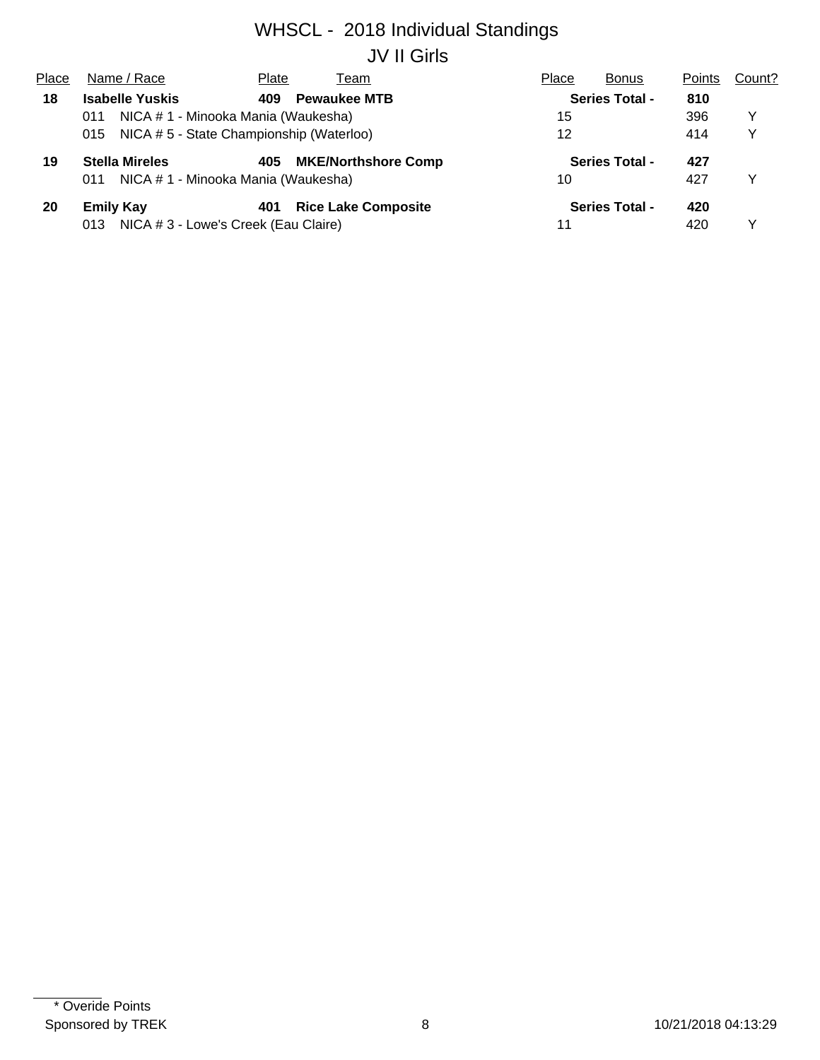# WHSCL - 2018 Individual Standings

## JV II Girls

| Place | Name / Race | Plate | Team | Place | Bonus | Points | Count? |
|---|---|---|---|---|---|---|---|
| **18** | **Isabelle Yuskis** | **409** | **Pewaukee MTB** | | **Series Total -** | **810** | |
| | 011 NICA # 1 - Minooka Mania (Waukesha) | | | 15 | | 396 | Y |
| | 015 NICA # 5 - State Championship (Waterloo) | | | 12 | | 414 | Y |
| **19** | **Stella Mireles** | **405** | **MKE/Northshore Comp** | | **Series Total -** | **427** | |
| | 011 NICA # 1 - Minooka Mania (Waukesha) | | | 10 | | 427 | Y |
| **20** | **Emily Kay** | **401** | **Rice Lake Composite** | | **Series Total -** | **420** | |
| | 013 NICA # 3 - Lowe's Creek (Eau Claire) | | | 11 | | 420 | Y |

\* Overide Points

Sponsored by TREK

10/21/2018 04:13:29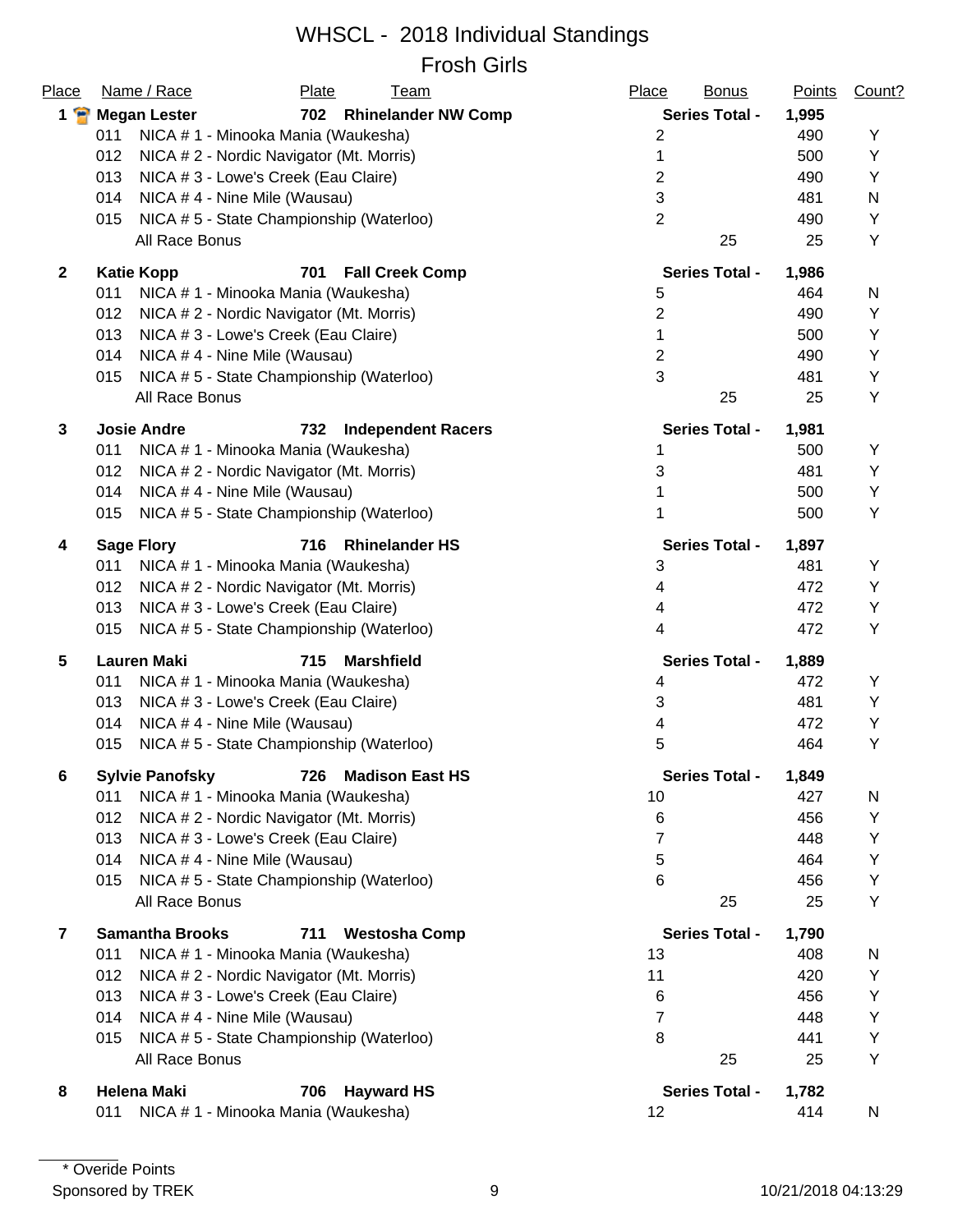# WHSCL - 2018 Individual Standings

## Frosh Girls

| Place | Name / Race | Plate | Team | Place | Bonus | Points | Count? |
|---|---|---|---|---|---|---|---|
| **1** | **Megan Lester** | **702** | **Rhinelander NW Comp** | | **Series Total -** | **1,995** | |
| | 011 NICA # 1 - Minooka Mania (Waukesha) | | | 2 | | 490 | Y |
| | 012 NICA # 2 - Nordic Navigator (Mt. Morris) | | | 1 | | 500 | Y |
| | 013 NICA # 3 - Lowe's Creek (Eau Claire) | | | 2 | | 490 | Y |
| | 014 NICA # 4 - Nine Mile (Wausau) | | | 3 | | 481 | N |
| | 015 NICA # 5 - State Championship (Waterloo) | | | 2 | | 490 | Y |
| | All Race Bonus | | | | 25 | 25 | Y |
| **2** | **Katie Kopp** | **701** | **Fall Creek Comp** | | **Series Total -** | **1,986** | |
| | 011 NICA # 1 - Minooka Mania (Waukesha) | | | 5 | | 464 | N |
| | 012 NICA # 2 - Nordic Navigator (Mt. Morris) | | | 2 | | 490 | Y |
| | 013 NICA # 3 - Lowe's Creek (Eau Claire) | | | 1 | | 500 | Y |
| | 014 NICA # 4 - Nine Mile (Wausau) | | | 2 | | 490 | Y |
| | 015 NICA # 5 - State Championship (Waterloo) | | | 3 | | 481 | Y |
| | All Race Bonus | | | | 25 | 25 | Y |
| **3** | **Josie Andre** | **732** | **Independent Racers** | | **Series Total -** | **1,981** | |
| | 011 NICA # 1 - Minooka Mania (Waukesha) | | | 1 | | 500 | Y |
| | 012 NICA # 2 - Nordic Navigator (Mt. Morris) | | | 3 | | 481 | Y |
| | 014 NICA # 4 - Nine Mile (Wausau) | | | 1 | | 500 | Y |
| | 015 NICA # 5 - State Championship (Waterloo) | | | 1 | | 500 | Y |
| **4** | **Sage Flory** | **716** | **Rhinelander HS** | | **Series Total -** | **1,897** | |
| | 011 NICA # 1 - Minooka Mania (Waukesha) | | | 3 | | 481 | Y |
| | 012 NICA # 2 - Nordic Navigator (Mt. Morris) | | | 4 | | 472 | Y |
| | 013 NICA # 3 - Lowe's Creek (Eau Claire) | | | 4 | | 472 | Y |
| | 015 NICA # 5 - State Championship (Waterloo) | | | 4 | | 472 | Y |
| **5** | **Lauren Maki** | **715** | **Marshfield** | | **Series Total -** | **1,889** | |
| | 011 NICA # 1 - Minooka Mania (Waukesha) | | | 4 | | 472 | Y |
| | 013 NICA # 3 - Lowe's Creek (Eau Claire) | | | 3 | | 481 | Y |
| | 014 NICA # 4 - Nine Mile (Wausau) | | | 4 | | 472 | Y |
| | 015 NICA # 5 - State Championship (Waterloo) | | | 5 | | 464 | Y |
| **6** | **Sylvie Panofsky** | **726** | **Madison East HS** | | **Series Total -** | **1,849** | |
| | 011 NICA # 1 - Minooka Mania (Waukesha) | | | 10 | | 427 | N |
| | 012 NICA # 2 - Nordic Navigator (Mt. Morris) | | | 6 | | 456 | Y |
| | 013 NICA # 3 - Lowe's Creek (Eau Claire) | | | 7 | | 448 | Y |
| | 014 NICA # 4 - Nine Mile (Wausau) | | | 5 | | 464 | Y |
| | 015 NICA # 5 - State Championship (Waterloo) | | | 6 | | 456 | Y |
| | All Race Bonus | | | | 25 | 25 | Y |
| **7** | **Samantha Brooks** | **711** | **Westosha Comp** | | **Series Total -** | **1,790** | |
| | 011 NICA # 1 - Minooka Mania (Waukesha) | | | 13 | | 408 | N |
| | 012 NICA # 2 - Nordic Navigator (Mt. Morris) | | | 11 | | 420 | Y |
| | 013 NICA # 3 - Lowe's Creek (Eau Claire) | | | 6 | | 456 | Y |
| | 014 NICA # 4 - Nine Mile (Wausau) | | | 7 | | 448 | Y |
| | 015 NICA # 5 - State Championship (Waterloo) | | | 8 | | 441 | Y |
| | All Race Bonus | | | | 25 | 25 | Y |
| **8** | **Helena Maki** | **706** | **Hayward HS** | | **Series Total -** | **1,782** | |
| | 011 NICA # 1 - Minooka Mania (Waukesha) | | | 12 | | 414 | N |

* Overide Points

Sponsored by TREK

10/21/2018 04:13:29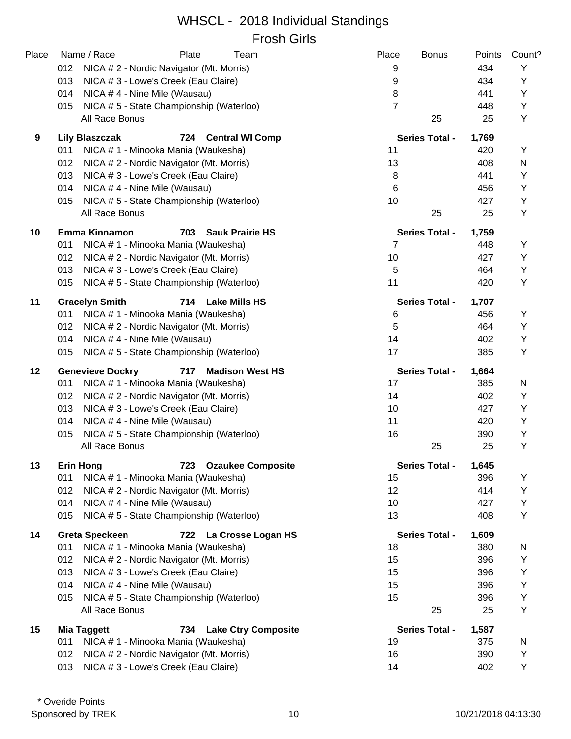# WHSCL - 2018 Individual Standings

## Frosh Girls

| Place | Name / Race | Plate | Team | Place | Bonus | Points | Count? |
|---|---|---|---|---|---|---|---|
| | 012 NICA # 2 - Nordic Navigator (Mt. Morris) | | | 9 | | 434 | Y |
| | 013 NICA # 3 - Lowe's Creek (Eau Claire) | | | 9 | | 434 | Y |
| | 014 NICA # 4 - Nine Mile (Wausau) | | | 8 | | 441 | Y |
| | 015 NICA # 5 - State Championship (Waterloo) | | | 7 | | 448 | Y |
| | All Race Bonus | | | | 25 | 25 | Y |
| **9** | **Lily Blaszczak** | **724** | **Central WI Comp** | | **Series Total -** | **1,769** | |
| | 011 NICA # 1 - Minooka Mania (Waukesha) | | | 11 | | 420 | Y |
| | 012 NICA # 2 - Nordic Navigator (Mt. Morris) | | | 13 | | 408 | N |
| | 013 NICA # 3 - Lowe's Creek (Eau Claire) | | | 8 | | 441 | Y |
| | 014 NICA # 4 - Nine Mile (Wausau) | | | 6 | | 456 | Y |
| | 015 NICA # 5 - State Championship (Waterloo) | | | 10 | | 427 | Y |
| | All Race Bonus | | | | 25 | 25 | Y |
| **10** | **Emma Kinnamon** | **703** | **Sauk Prairie HS** | | **Series Total -** | **1,759** | |
| | 011 NICA # 1 - Minooka Mania (Waukesha) | | | 7 | | 448 | Y |
| | 012 NICA # 2 - Nordic Navigator (Mt. Morris) | | | 10 | | 427 | Y |
| | 013 NICA # 3 - Lowe's Creek (Eau Claire) | | | 5 | | 464 | Y |
| | 015 NICA # 5 - State Championship (Waterloo) | | | 11 | | 420 | Y |
| **11** | **Gracelyn Smith** | **714** | **Lake Mills HS** | | **Series Total -** | **1,707** | |
| | 011 NICA # 1 - Minooka Mania (Waukesha) | | | 6 | | 456 | Y |
| | 012 NICA # 2 - Nordic Navigator (Mt. Morris) | | | 5 | | 464 | Y |
| | 014 NICA # 4 - Nine Mile (Wausau) | | | 14 | | 402 | Y |
| | 015 NICA # 5 - State Championship (Waterloo) | | | 17 | | 385 | Y |
| **12** | **Genevieve Dockry** | **717** | **Madison West HS** | | **Series Total -** | **1,664** | |
| | 011 NICA # 1 - Minooka Mania (Waukesha) | | | 17 | | 385 | N |
| | 012 NICA # 2 - Nordic Navigator (Mt. Morris) | | | 14 | | 402 | Y |
| | 013 NICA # 3 - Lowe's Creek (Eau Claire) | | | 10 | | 427 | Y |
| | 014 NICA # 4 - Nine Mile (Wausau) | | | 11 | | 420 | Y |
| | 015 NICA # 5 - State Championship (Waterloo) | | | 16 | | 390 | Y |
| | All Race Bonus | | | | 25 | 25 | Y |
| **13** | **Erin Hong** | **723** | **Ozaukee Composite** | | **Series Total -** | **1,645** | |
| | 011 NICA # 1 - Minooka Mania (Waukesha) | | | 15 | | 396 | Y |
| | 012 NICA # 2 - Nordic Navigator (Mt. Morris) | | | 12 | | 414 | Y |
| | 014 NICA # 4 - Nine Mile (Wausau) | | | 10 | | 427 | Y |
| | 015 NICA # 5 - State Championship (Waterloo) | | | 13 | | 408 | Y |
| **14** | **Greta Speckeen** | **722** | **La Crosse Logan HS** | | **Series Total -** | **1,609** | |
| | 011 NICA # 1 - Minooka Mania (Waukesha) | | | 18 | | 380 | N |
| | 012 NICA # 2 - Nordic Navigator (Mt. Morris) | | | 15 | | 396 | Y |
| | 013 NICA # 3 - Lowe's Creek (Eau Claire) | | | 15 | | 396 | Y |
| | 014 NICA # 4 - Nine Mile (Wausau) | | | 15 | | 396 | Y |
| | 015 NICA # 5 - State Championship (Waterloo) | | | 15 | | 396 | Y |
| | All Race Bonus | | | | 25 | 25 | Y |
| **15** | **Mia Taggett** | **734** | **Lake Ctry Composite** | | **Series Total -** | **1,587** | |
| | 011 NICA # 1 - Minooka Mania (Waukesha) | | | 19 | | 375 | N |
| | 012 NICA # 2 - Nordic Navigator (Mt. Morris) | | | 16 | | 390 | Y |
| | 013 NICA # 3 - Lowe's Creek (Eau Claire) | | | 14 | | 402 | Y |

\* Overide Points

Sponsored by TREK

10/21/2018 04:13:30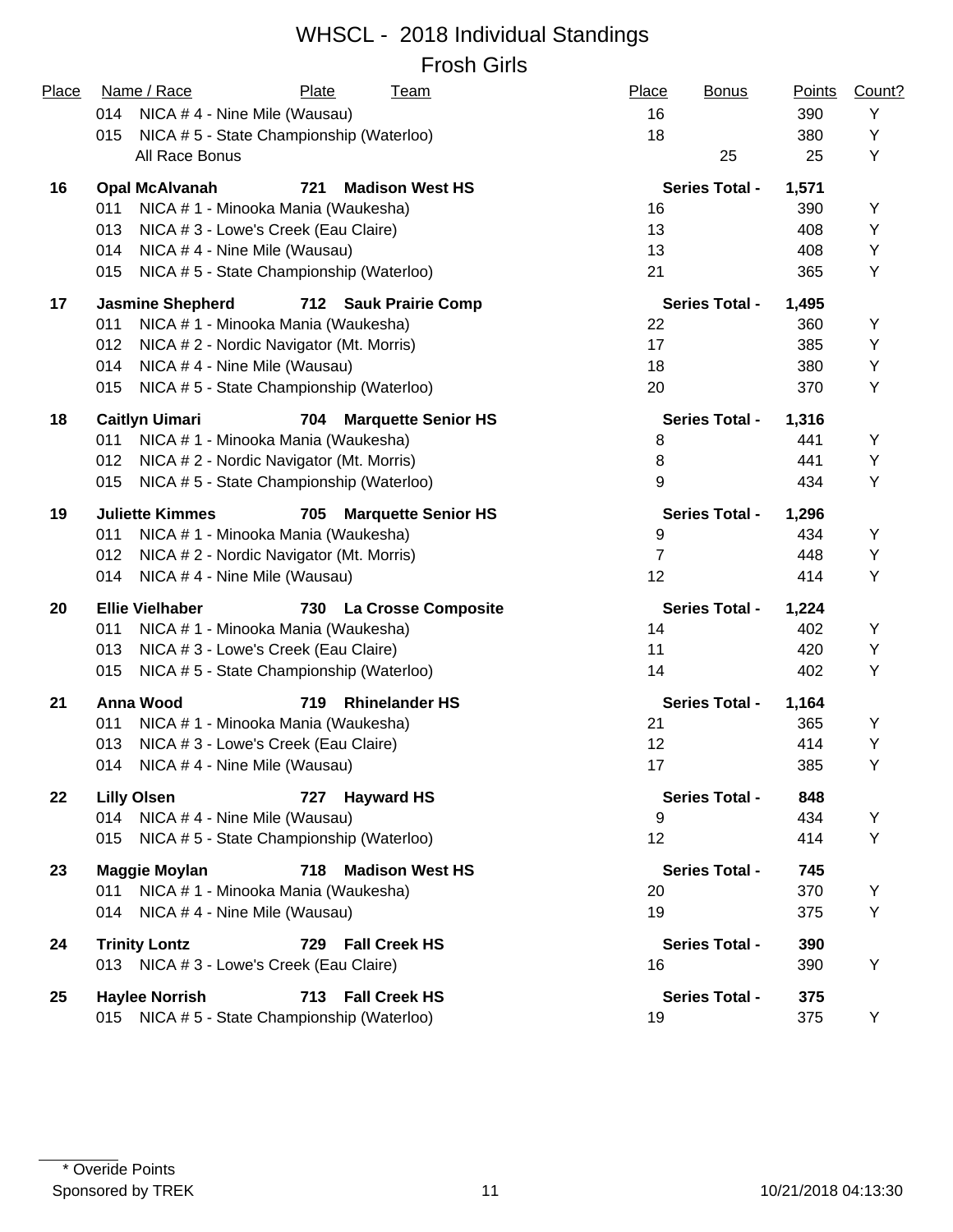# WHSCL - 2018 Individual Standings

## Frosh Girls

| Place | Name / Race | Plate | Team | Place | Bonus | Points | Count? |
|---|---|---|---|---|---|---|---|
| | 014 NICA # 4 - Nine Mile (Wausau) | | | 16 | | 390 | Y |
| | 015 NICA # 5 - State Championship (Waterloo) | | | 18 | | 380 | Y |
| | All Race Bonus | | | | 25 | 25 | Y |
| **16** | **Opal McAlvanah** | **721** | **Madison West HS** | **Series Total -** | | **1,571** | |
| | 011 NICA # 1 - Minooka Mania (Waukesha) | | | 16 | | 390 | Y |
| | 013 NICA # 3 - Lowe's Creek (Eau Claire) | | | 13 | | 408 | Y |
| | 014 NICA # 4 - Nine Mile (Wausau) | | | 13 | | 408 | Y |
| | 015 NICA # 5 - State Championship (Waterloo) | | | 21 | | 365 | Y |
| **17** | **Jasmine Shepherd** | **712** | **Sauk Prairie Comp** | **Series Total -** | | **1,495** | |
| | 011 NICA # 1 - Minooka Mania (Waukesha) | | | 22 | | 360 | Y |
| | 012 NICA # 2 - Nordic Navigator (Mt. Morris) | | | 17 | | 385 | Y |
| | 014 NICA # 4 - Nine Mile (Wausau) | | | 18 | | 380 | Y |
| | 015 NICA # 5 - State Championship (Waterloo) | | | 20 | | 370 | Y |
| **18** | **Caitlyn Uimari** | **704** | **Marquette Senior HS** | **Series Total -** | | **1,316** | |
| | 011 NICA # 1 - Minooka Mania (Waukesha) | | | 8 | | 441 | Y |
| | 012 NICA # 2 - Nordic Navigator (Mt. Morris) | | | 8 | | 441 | Y |
| | 015 NICA # 5 - State Championship (Waterloo) | | | 9 | | 434 | Y |
| **19** | **Juliette Kimmes** | **705** | **Marquette Senior HS** | **Series Total -** | | **1,296** | |
| | 011 NICA # 1 - Minooka Mania (Waukesha) | | | 9 | | 434 | Y |
| | 012 NICA # 2 - Nordic Navigator (Mt. Morris) | | | 7 | | 448 | Y |
| | 014 NICA # 4 - Nine Mile (Wausau) | | | 12 | | 414 | Y |
| **20** | **Ellie Vielhaber** | **730** | **La Crosse Composite** | **Series Total -** | | **1,224** | |
| | 011 NICA # 1 - Minooka Mania (Waukesha) | | | 14 | | 402 | Y |
| | 013 NICA # 3 - Lowe's Creek (Eau Claire) | | | 11 | | 420 | Y |
| | 015 NICA # 5 - State Championship (Waterloo) | | | 14 | | 402 | Y |
| **21** | **Anna Wood** | **719** | **Rhinelander HS** | **Series Total -** | | **1,164** | |
| | 011 NICA # 1 - Minooka Mania (Waukesha) | | | 21 | | 365 | Y |
| | 013 NICA # 3 - Lowe's Creek (Eau Claire) | | | 12 | | 414 | Y |
| | 014 NICA # 4 - Nine Mile (Wausau) | | | 17 | | 385 | Y |
| **22** | **Lilly Olsen** | **727** | **Hayward HS** | **Series Total -** | | **848** | |
| | 014 NICA # 4 - Nine Mile (Wausau) | | | 9 | | 434 | Y |
| | 015 NICA # 5 - State Championship (Waterloo) | | | 12 | | 414 | Y |
| **23** | **Maggie Moylan** | **718** | **Madison West HS** | **Series Total -** | | **745** | |
| | 011 NICA # 1 - Minooka Mania (Waukesha) | | | 20 | | 370 | Y |
| | 014 NICA # 4 - Nine Mile (Wausau) | | | 19 | | 375 | Y |
| **24** | **Trinity Lontz** | **729** | **Fall Creek HS** | **Series Total -** | | **390** | |
| | 013 NICA # 3 - Lowe's Creek (Eau Claire) | | | 16 | | 390 | Y |
| **25** | **Haylee Norrish** | **713** | **Fall Creek HS** | **Series Total -** | | **375** | |
| | 015 NICA # 5 - State Championship (Waterloo) | | | 19 | | 375 | Y |

\* Overide Points

Sponsored by TREK

10/21/2018 04:13:30